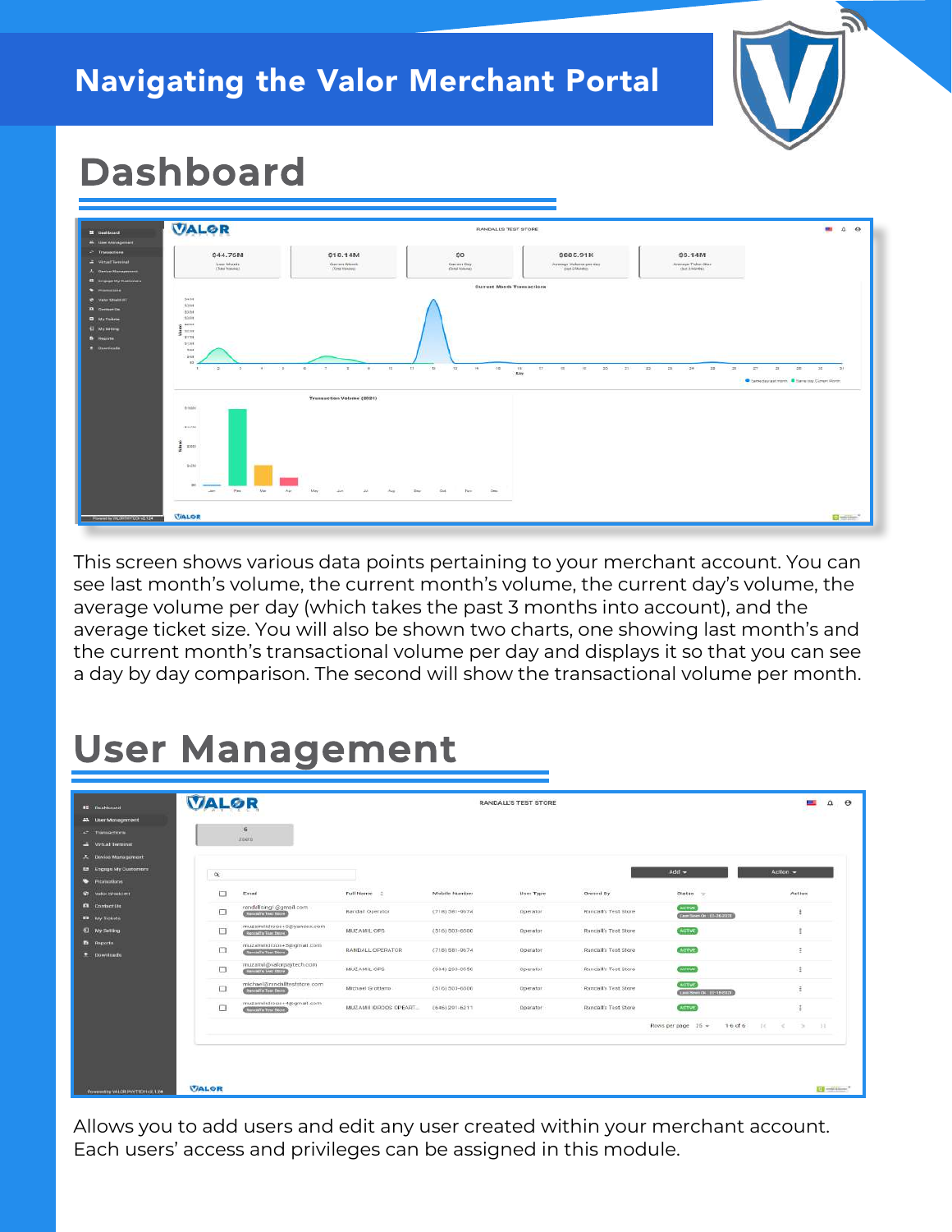# Navigating the Valor Merchant Portal

## Dashboard

This screen shows various data points pertaining to your merchant account. You can see last month's volume, the current month's volume, the current day's volume, the average volume per day (which takes the past 3 months into account), and the average ticket size. You will also be shown two charts, one showing last month's and the current month's transactional volume per day and displays it so that you can see a day by day comparison. The second will show the transactional volume per month.

## User Management

Allows you to add users and edit any user created within your merchant account. Each users' access and privileges can be assigned in this module.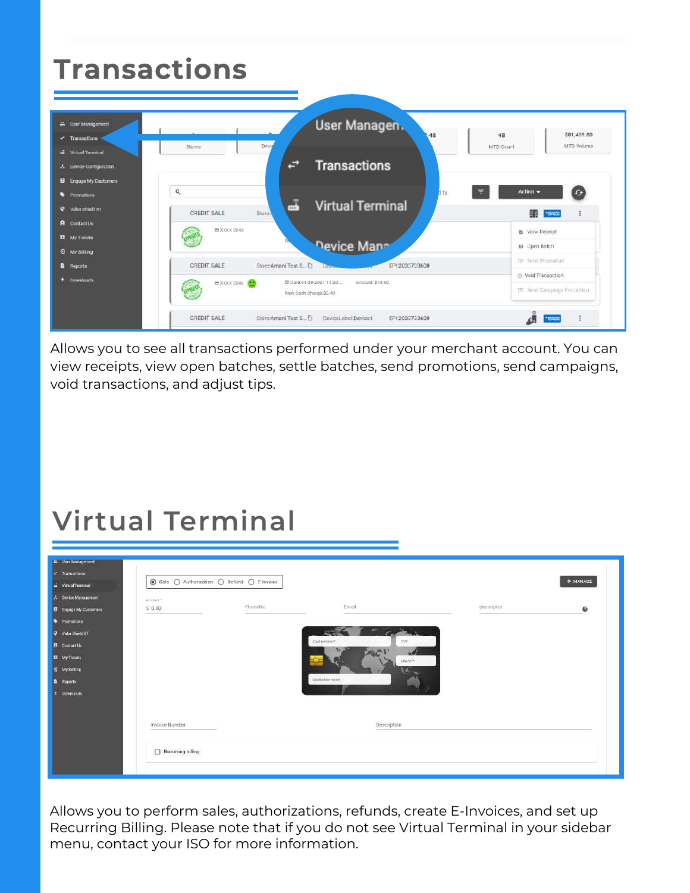# Transactions

Allows you to see all transactions performed under your merchant account. You can view receipts, view open batches, settle batches, send promotions, send campaigns, void transactions, and adjust tips.

# Virtual Terminal

Allows you to perform sales, authorizations, refunds, create E-Invoices, and set up Recurring Billing. Please note that if you do not see Virtual Terminal in your sidebar menu, contact your ISO for more information.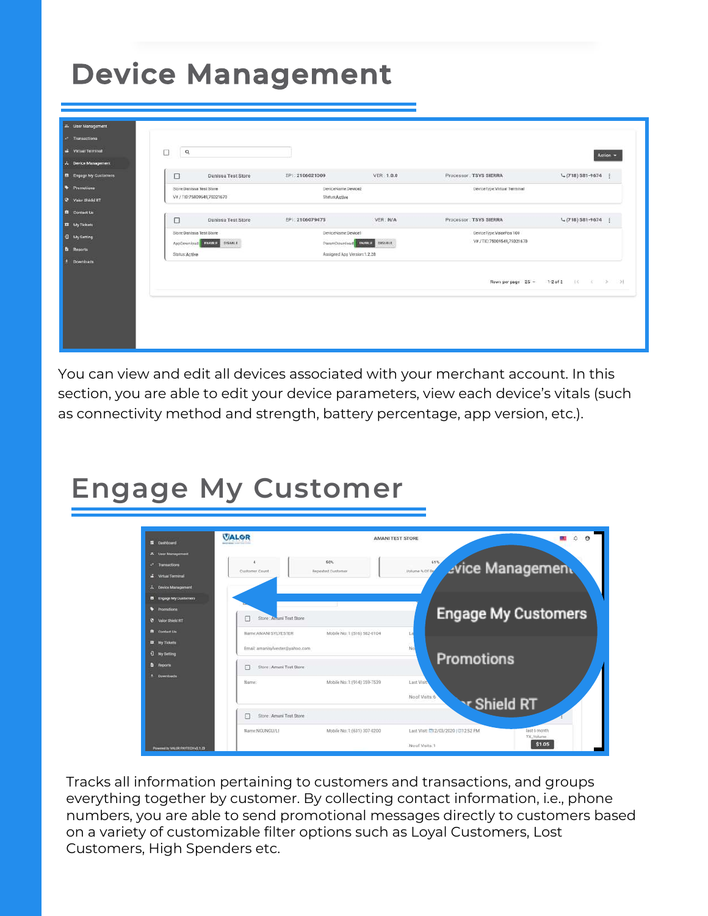# Device Management

You can view and edit all devices associated with your merchant account. In this section, you are able to edit your device parameters, view each device's vitals (such as connectivity method and strength, battery percentage, app version, etc.).

# Engage My Customer

Tracks all information pertaining to customers and transactions, and groups everything together by customer. By collecting contact information, i.e., phone numbers, you are able to send promotional messages directly to customers based on a variety of customizable filter options such as Loyal Customers, Lost Customers, High Spenders etc.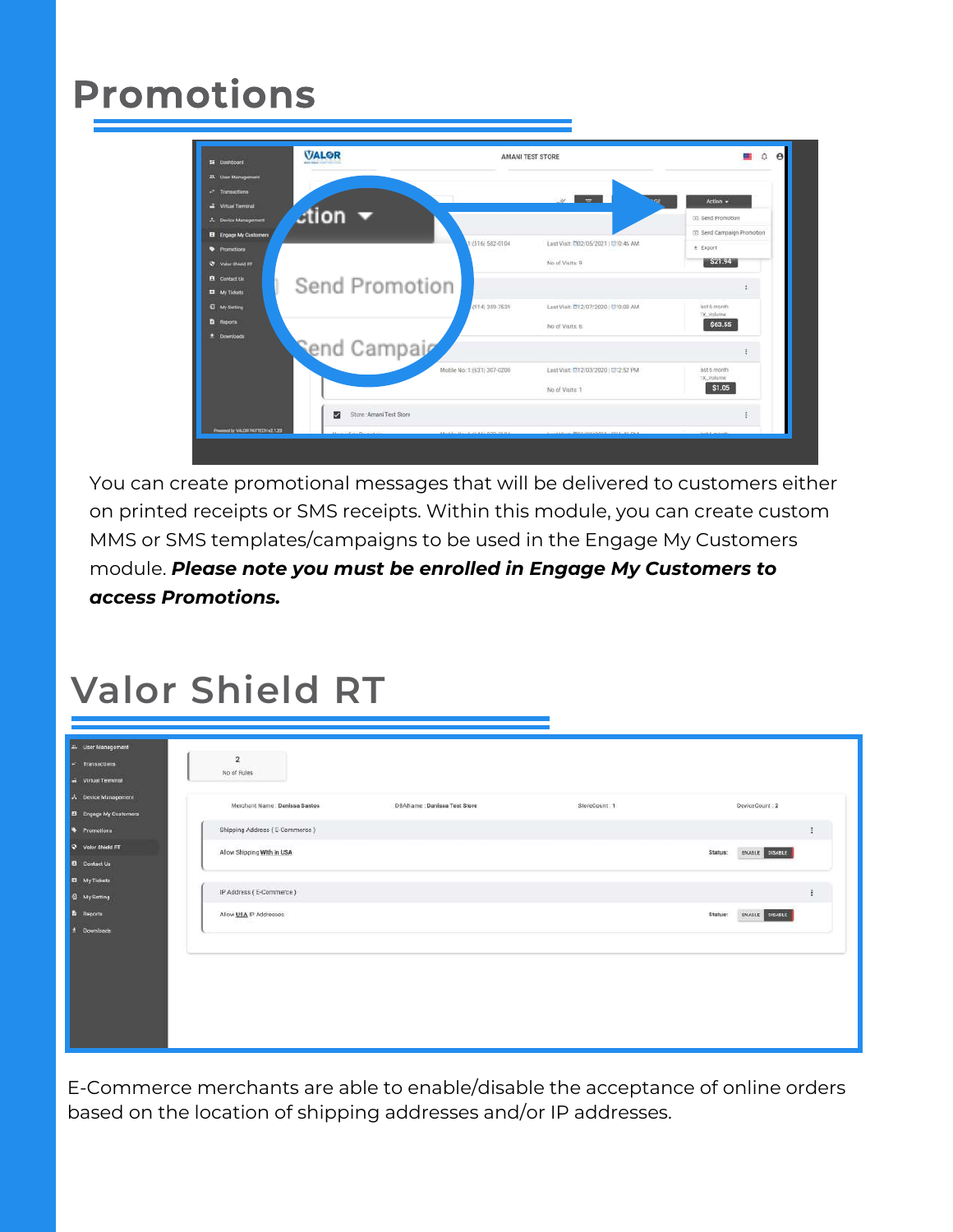# Promotions

You can create promotional messages that will be delivered to customers either on printed receipts or SMS receipts. Within this module, you can create custom MMS or SMS templates/campaigns to be used in the Engage My Customers module. ***Please note you must be enrolled in Engage My Customers to access Promotions.***

# Valor Shield RT

E-Commerce merchants are able to enable/disable the acceptance of online orders based on the location of shipping addresses and/or IP addresses.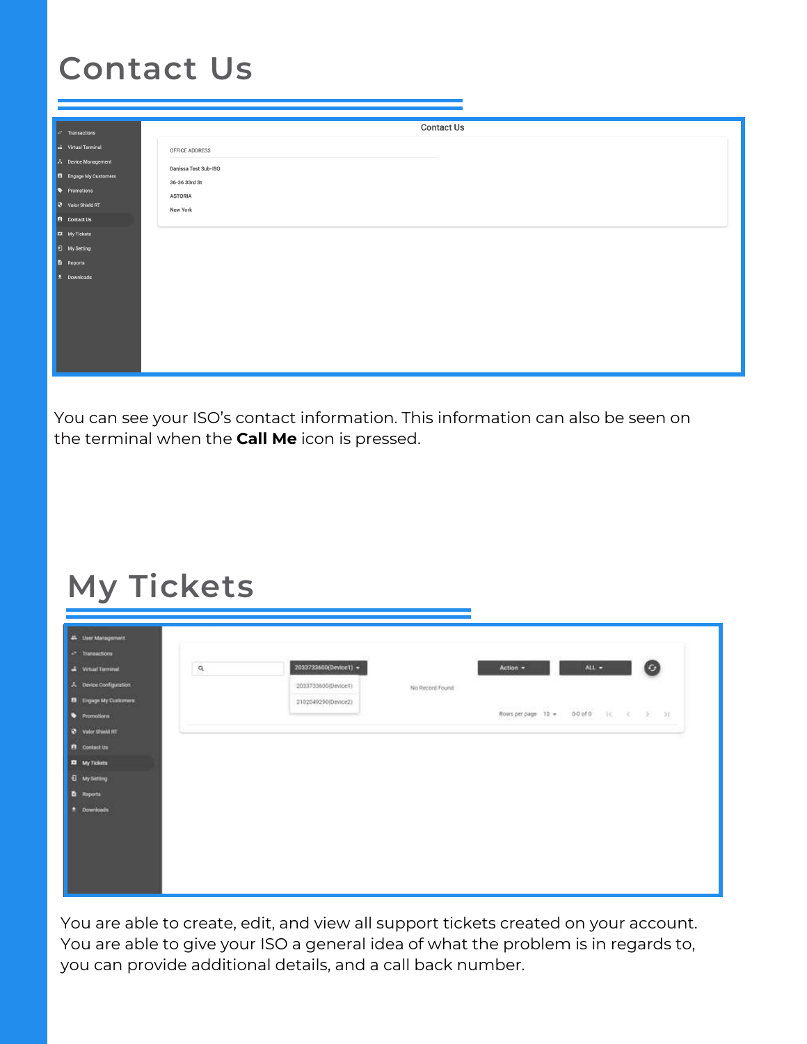# Contact Us

You can see your ISO's contact information. This information can also be seen on the terminal when the **Call Me** icon is pressed.

# My Tickets

You are able to create, edit, and view all support tickets created on your account. You are able to give your ISO a general idea of what the problem is in regards to, you can provide additional details, and a call back number.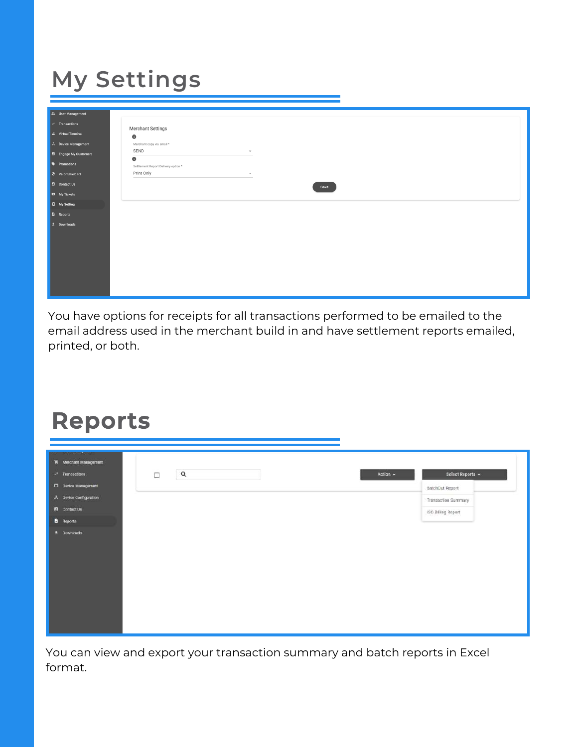# My Settings

You have options for receipts for all transactions performed to be emailed to the email address used in the merchant build in and have settlement reports emailed, printed, or both.

# Reports

You can view and export your transaction summary and batch reports in Excel format.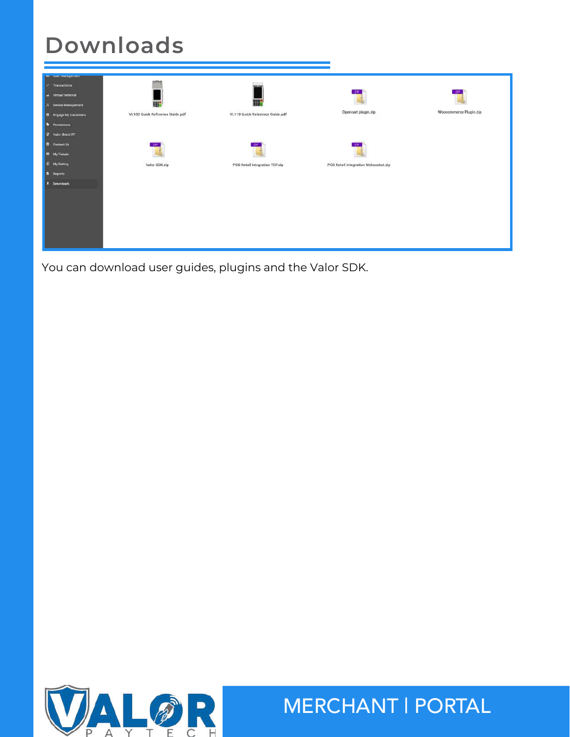# Downloads

You can download user guides, plugins and the Valor SDK.